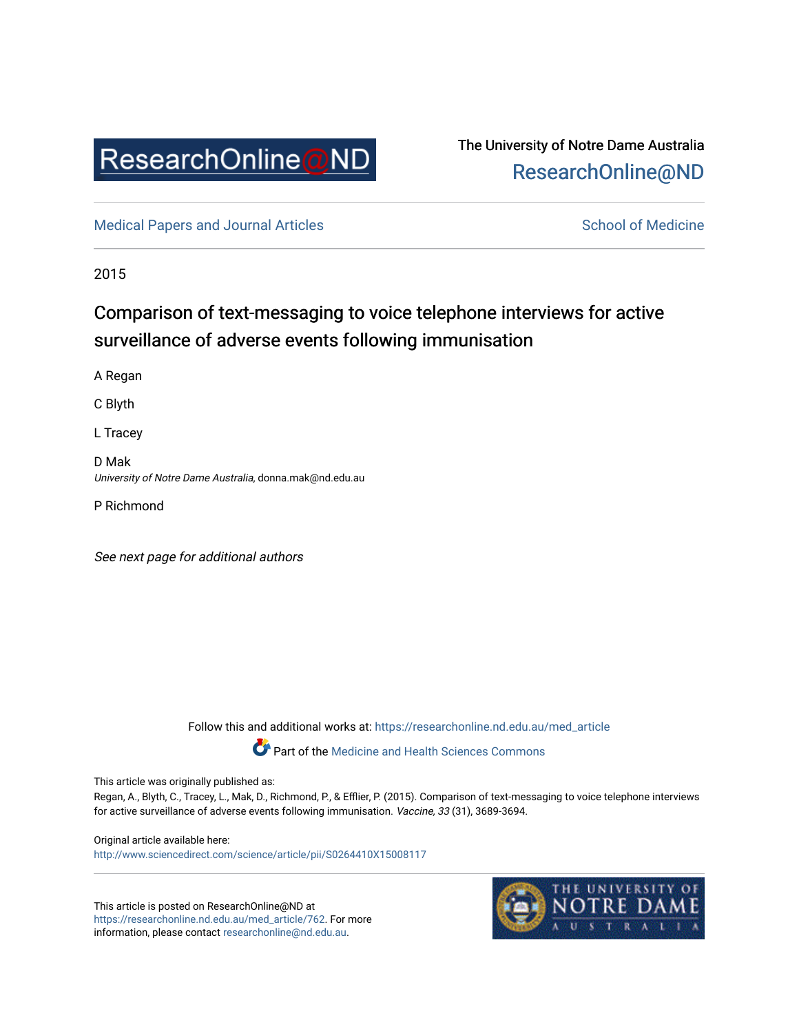The University of Notre Dame Australia
ResearchOnline@ND

Medical Papers and Journal Articles

School of Medicine

2015

# Comparison of text-messaging to voice telephone interviews for active surveillance of adverse events following immunisation

A Regan

C Blyth

L Tracey

D Mak
*University of Notre Dame Australia*, donna.mak@nd.edu.au

P Richmond

*See next page for additional authors*

Follow this and additional works at: https://researchonline.nd.edu.au/med_article

Part of the Medicine and Health Sciences Commons

This article was originally published as:
Regan, A., Blyth, C., Tracey, L., Mak, D., Richmond, P., & Effler, P. (2015). Comparison of text-messaging to voice telephone interviews for active surveillance of adverse events following immunisation. *Vaccine, 33* (31), 3689-3694.

Original article available here:
http://www.sciencedirect.com/science/article/pii/S0264410X15008117

This article is posted on ResearchOnline@ND at https://researchonline.nd.edu.au/med_article/762. For more information, please contact researchonline@nd.edu.au.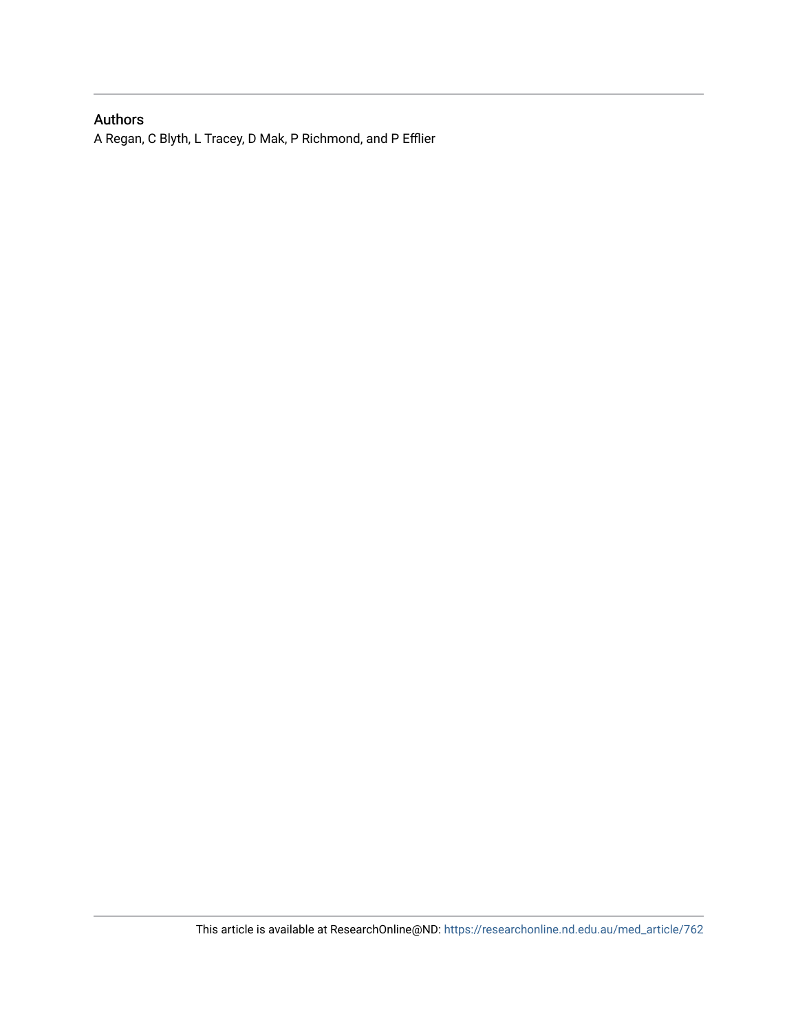## Authors

A Regan, C Blyth, L Tracey, D Mak, P Richmond, and P Effler

This article is available at ResearchOnline@ND: https://researchonline.nd.edu.au/med_article/762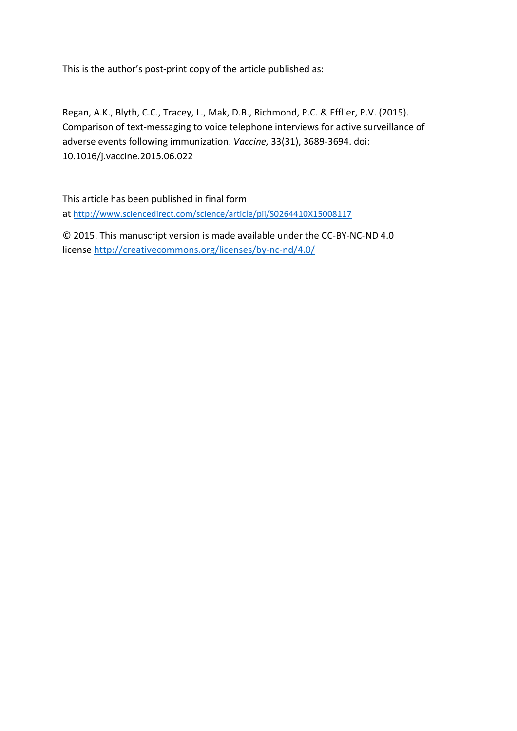This is the author's post-print copy of the article published as:

Regan, A.K., Blyth, C.C., Tracey, L., Mak, D.B., Richmond, P.C. & Effler, P.V. (2015). Comparison of text-messaging to voice telephone interviews for active surveillance of adverse events following immunization. *Vaccine,* 33(31), 3689-3694. doi: 10.1016/j.vaccine.2015.06.022

This article has been published in final form at [http://www.sciencedirect.com/science/article/pii/S0264410X15008117](http://www.sciencedirect.com/science/article/pii/S0264410X15008117)

© 2015. This manuscript version is made available under the CC-BY-NC-ND 4.0 license [http://creativecommons.org/licenses/by-nc-nd/4.0/](http://creativecommons.org/licenses/by-nc-nd/4.0/)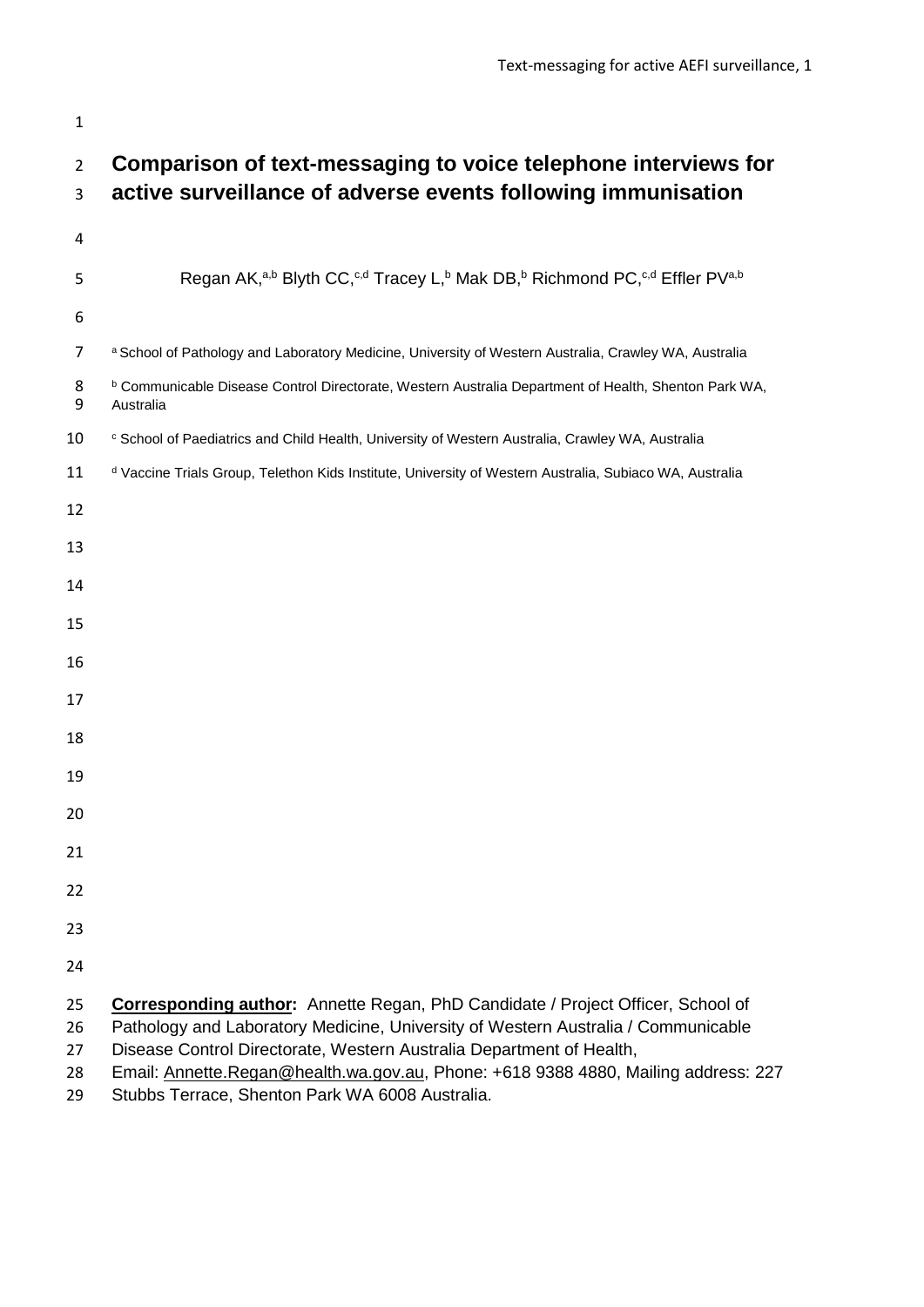# Comparison of text-messaging to voice telephone interviews for active surveillance of adverse events following immunisation

Regan AK,[a,b] Blyth CC,[c,d] Tracey L,[b] Mak DB,[b] Richmond PC,[c,d] Effler PV[a,b]

[a] School of Pathology and Laboratory Medicine, University of Western Australia, Crawley WA, Australia

[b] Communicable Disease Control Directorate, Western Australia Department of Health, Shenton Park WA, Australia

[c] School of Paediatrics and Child Health, University of Western Australia, Crawley WA, Australia

[d] Vaccine Trials Group, Telethon Kids Institute, University of Western Australia, Subiaco WA, Australia

**Corresponding author:** Annette Regan, PhD Candidate / Project Officer, School of Pathology and Laboratory Medicine, University of Western Australia / Communicable Disease Control Directorate, Western Australia Department of Health, Email: Annette.Regan@health.wa.gov.au, Phone: +618 9388 4880, Mailing address: 227 Stubbs Terrace, Shenton Park WA 6008 Australia.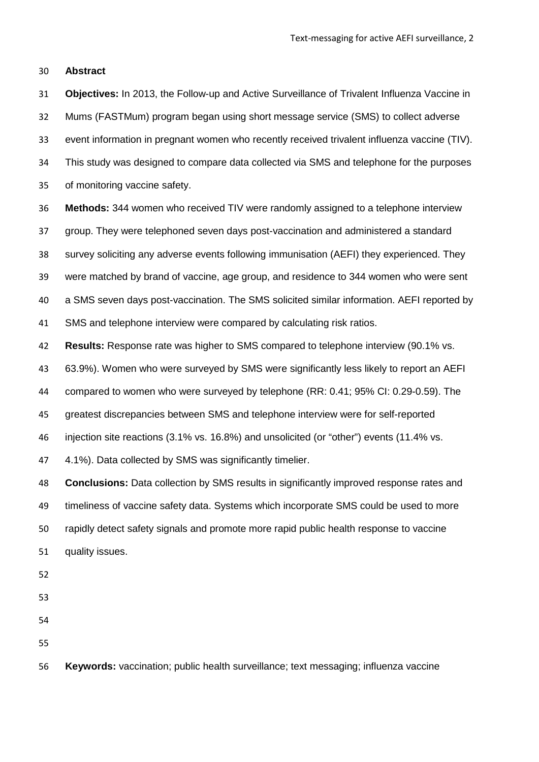**Abstract**

**Objectives:** In 2013, the Follow-up and Active Surveillance of Trivalent Influenza Vaccine in Mums (FASTMum) program began using short message service (SMS) to collect adverse event information in pregnant women who recently received trivalent influenza vaccine (TIV). This study was designed to compare data collected via SMS and telephone for the purposes of monitoring vaccine safety.

**Methods:** 344 women who received TIV were randomly assigned to a telephone interview group. They were telephoned seven days post-vaccination and administered a standard survey soliciting any adverse events following immunisation (AEFI) they experienced. They were matched by brand of vaccine, age group, and residence to 344 women who were sent a SMS seven days post-vaccination. The SMS solicited similar information. AEFI reported by SMS and telephone interview were compared by calculating risk ratios.

**Results:** Response rate was higher to SMS compared to telephone interview (90.1% vs. 63.9%). Women who were surveyed by SMS were significantly less likely to report an AEFI compared to women who were surveyed by telephone (RR: 0.41; 95% CI: 0.29-0.59). The greatest discrepancies between SMS and telephone interview were for self-reported injection site reactions (3.1% vs. 16.8%) and unsolicited (or "other") events (11.4% vs. 4.1%). Data collected by SMS was significantly timelier.

**Conclusions:** Data collection by SMS results in significantly improved response rates and timeliness of vaccine safety data. Systems which incorporate SMS could be used to more rapidly detect safety signals and promote more rapid public health response to vaccine quality issues.

**Keywords:** vaccination; public health surveillance; text messaging; influenza vaccine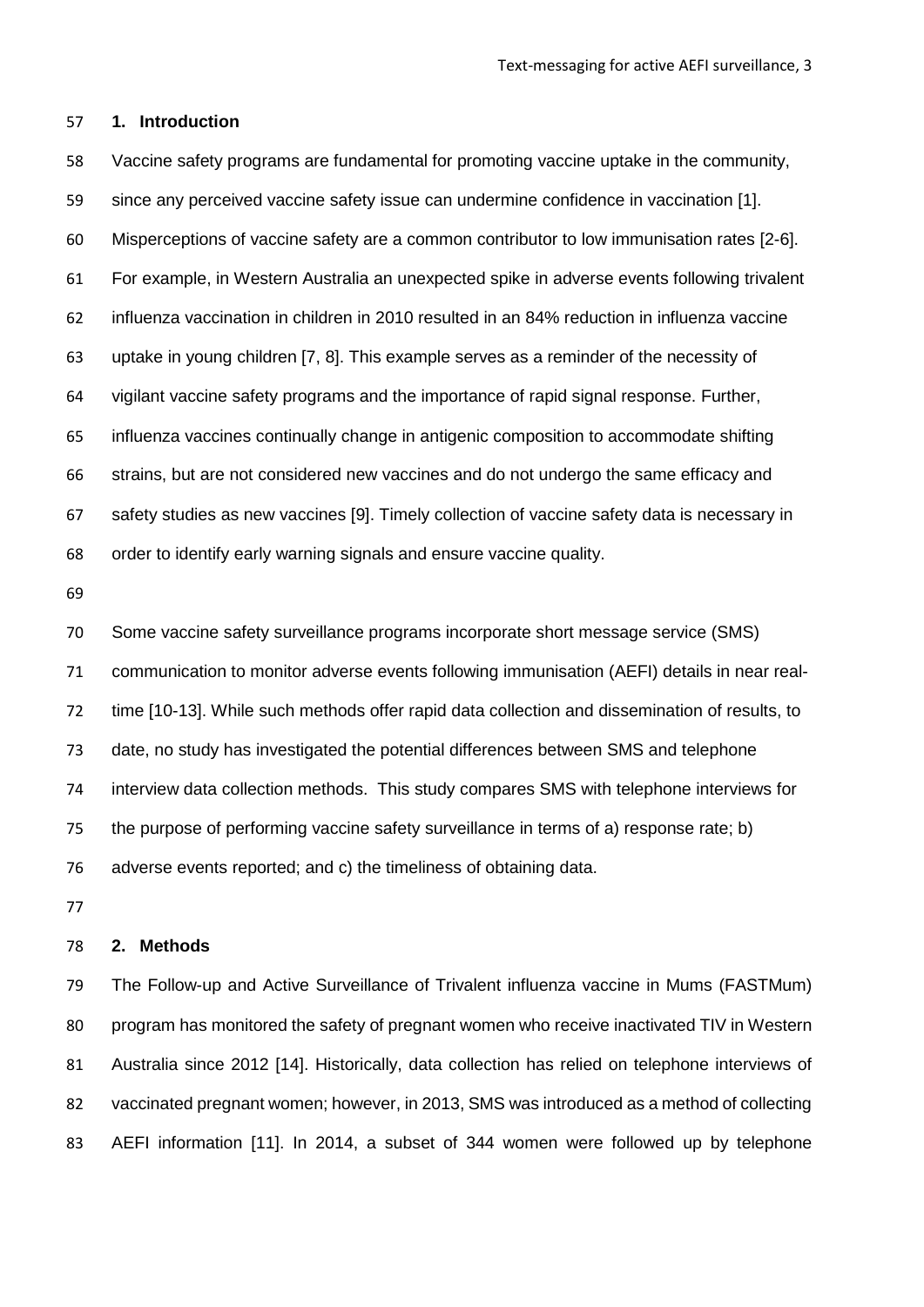## 1. Introduction

Vaccine safety programs are fundamental for promoting vaccine uptake in the community, since any perceived vaccine safety issue can undermine confidence in vaccination [1]. Misperceptions of vaccine safety are a common contributor to low immunisation rates [2-6]. For example, in Western Australia an unexpected spike in adverse events following trivalent influenza vaccination in children in 2010 resulted in an 84% reduction in influenza vaccine uptake in young children [7, 8]. This example serves as a reminder of the necessity of vigilant vaccine safety programs and the importance of rapid signal response. Further, influenza vaccines continually change in antigenic composition to accommodate shifting strains, but are not considered new vaccines and do not undergo the same efficacy and safety studies as new vaccines [9]. Timely collection of vaccine safety data is necessary in order to identify early warning signals and ensure vaccine quality.

Some vaccine safety surveillance programs incorporate short message service (SMS) communication to monitor adverse events following immunisation (AEFI) details in near real-time [10-13]. While such methods offer rapid data collection and dissemination of results, to date, no study has investigated the potential differences between SMS and telephone interview data collection methods. This study compares SMS with telephone interviews for the purpose of performing vaccine safety surveillance in terms of a) response rate; b) adverse events reported; and c) the timeliness of obtaining data.

## 2. Methods

The Follow-up and Active Surveillance of Trivalent influenza vaccine in Mums (FASTMum) program has monitored the safety of pregnant women who receive inactivated TIV in Western Australia since 2012 [14]. Historically, data collection has relied on telephone interviews of vaccinated pregnant women; however, in 2013, SMS was introduced as a method of collecting AEFI information [11]. In 2014, a subset of 344 women were followed up by telephone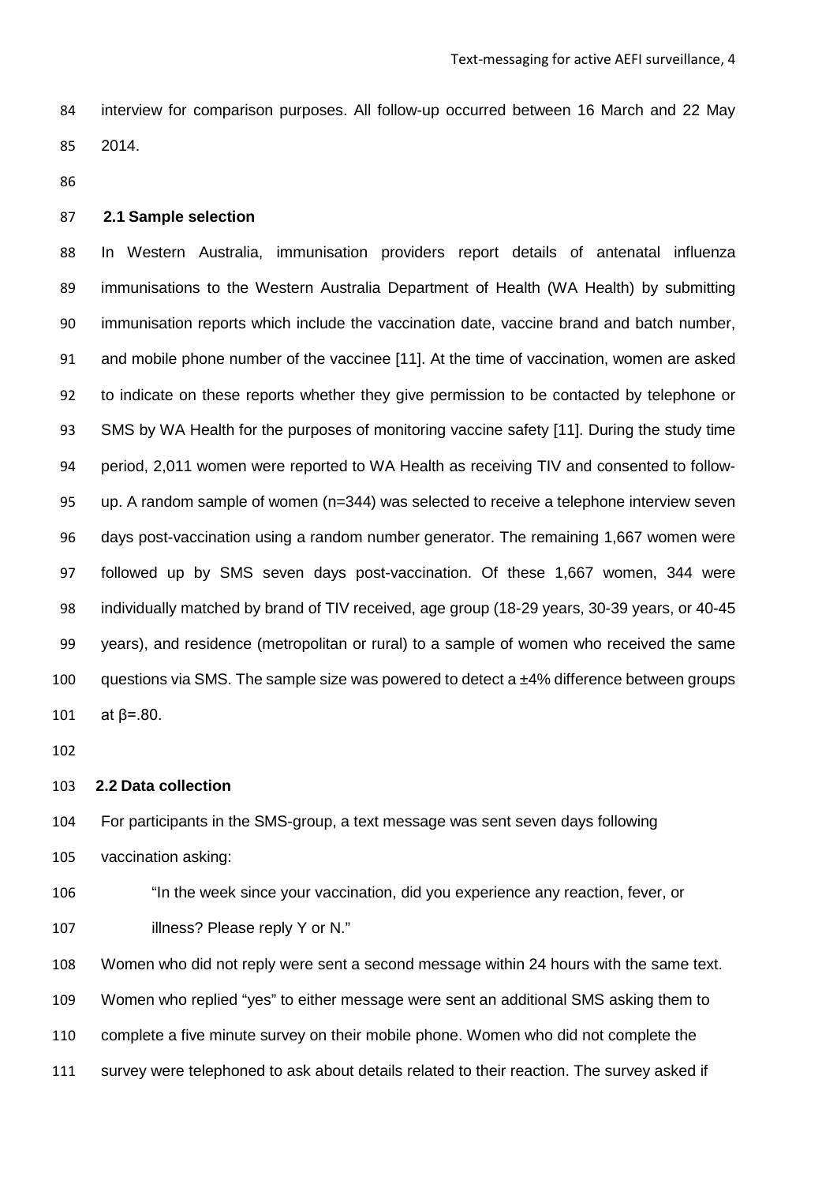interview for comparison purposes. All follow-up occurred between 16 March and 22 May 2014.

## 2.1 Sample selection

In Western Australia, immunisation providers report details of antenatal influenza immunisations to the Western Australia Department of Health (WA Health) by submitting immunisation reports which include the vaccination date, vaccine brand and batch number, and mobile phone number of the vaccinee [11]. At the time of vaccination, women are asked to indicate on these reports whether they give permission to be contacted by telephone or SMS by WA Health for the purposes of monitoring vaccine safety [11]. During the study time period, 2,011 women were reported to WA Health as receiving TIV and consented to follow-up. A random sample of women (n=344) was selected to receive a telephone interview seven days post-vaccination using a random number generator. The remaining 1,667 women were followed up by SMS seven days post-vaccination. Of these 1,667 women, 344 were individually matched by brand of TIV received, age group (18-29 years, 30-39 years, or 40-45 years), and residence (metropolitan or rural) to a sample of women who received the same questions via SMS. The sample size was powered to detect a ±4% difference between groups at $\beta$=.80.

## 2.2 Data collection

For participants in the SMS-group, a text message was sent seven days following vaccination asking:

> "In the week since your vaccination, did you experience any reaction, fever, or illness? Please reply Y or N."

Women who did not reply were sent a second message within 24 hours with the same text. Women who replied "yes" to either message were sent an additional SMS asking them to complete a five minute survey on their mobile phone. Women who did not complete the survey were telephoned to ask about details related to their reaction. The survey asked if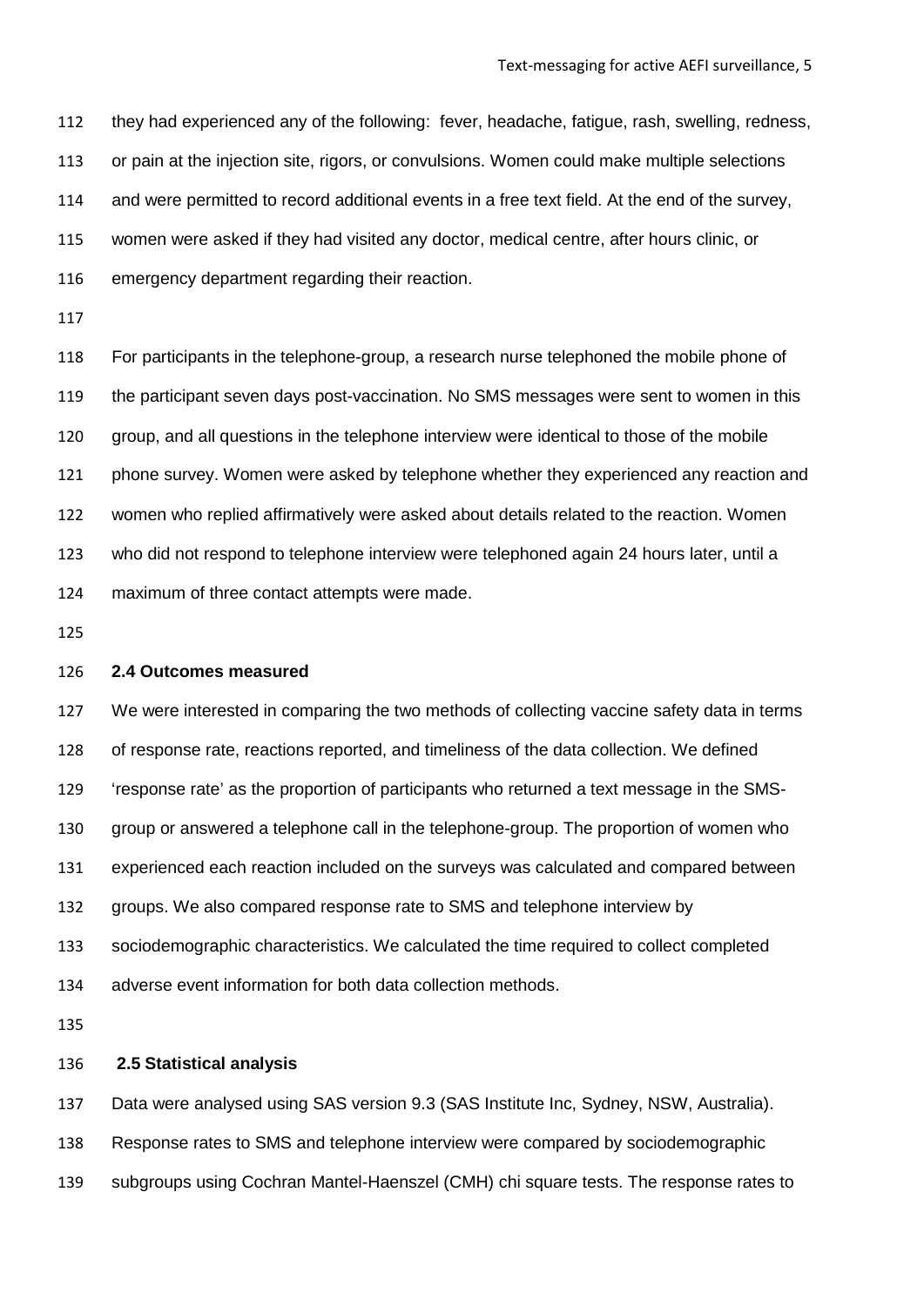they had experienced any of the following: fever, headache, fatigue, rash, swelling, redness, or pain at the injection site, rigors, or convulsions. Women could make multiple selections and were permitted to record additional events in a free text field. At the end of the survey, women were asked if they had visited any doctor, medical centre, after hours clinic, or emergency department regarding their reaction.

For participants in the telephone-group, a research nurse telephoned the mobile phone of the participant seven days post-vaccination. No SMS messages were sent to women in this group, and all questions in the telephone interview were identical to those of the mobile phone survey. Women were asked by telephone whether they experienced any reaction and women who replied affirmatively were asked about details related to the reaction. Women who did not respond to telephone interview were telephoned again 24 hours later, until a maximum of three contact attempts were made.

### 2.4 Outcomes measured

We were interested in comparing the two methods of collecting vaccine safety data in terms of response rate, reactions reported, and timeliness of the data collection. We defined 'response rate' as the proportion of participants who returned a text message in the SMS-group or answered a telephone call in the telephone-group. The proportion of women who experienced each reaction included on the surveys was calculated and compared between groups. We also compared response rate to SMS and telephone interview by sociodemographic characteristics. We calculated the time required to collect completed adverse event information for both data collection methods.

### 2.5 Statistical analysis

Data were analysed using SAS version 9.3 (SAS Institute Inc, Sydney, NSW, Australia). Response rates to SMS and telephone interview were compared by sociodemographic subgroups using Cochran Mantel-Haenszel (CMH) chi square tests. The response rates to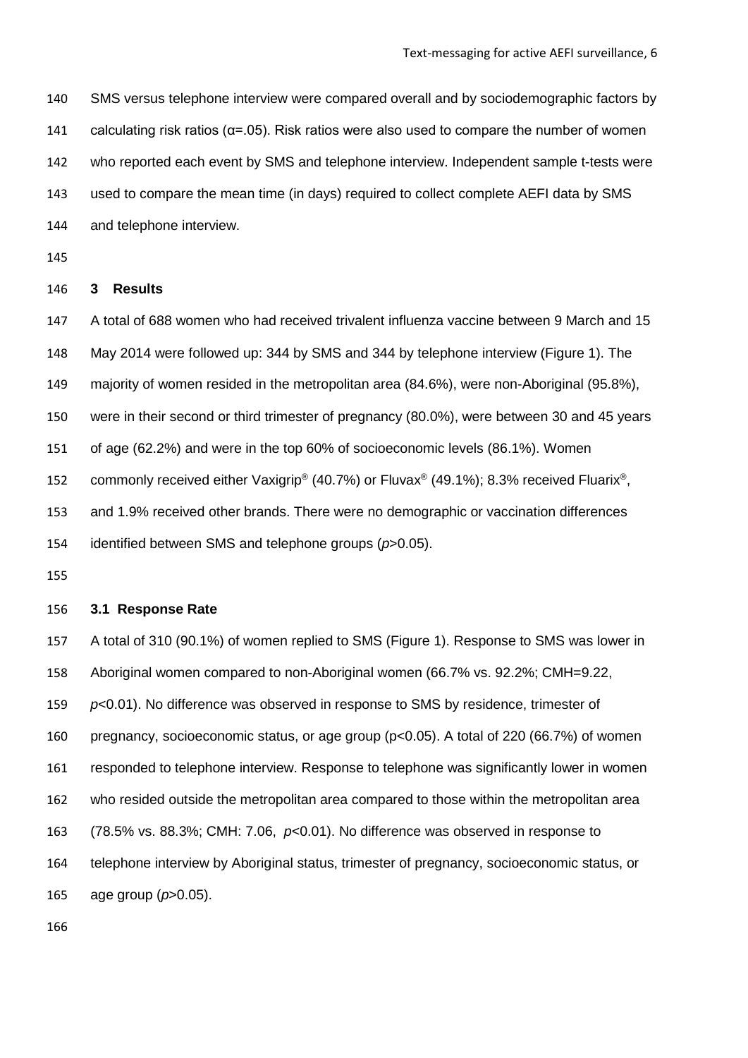SMS versus telephone interview were compared overall and by sociodemographic factors by calculating risk ratios (α=.05). Risk ratios were also used to compare the number of women who reported each event by SMS and telephone interview. Independent sample t-tests were used to compare the mean time (in days) required to collect complete AEFI data by SMS and telephone interview.

## 3 Results

A total of 688 women who had received trivalent influenza vaccine between 9 March and 15 May 2014 were followed up: 344 by SMS and 344 by telephone interview (Figure 1). The majority of women resided in the metropolitan area (84.6%), were non-Aboriginal (95.8%), were in their second or third trimester of pregnancy (80.0%), were between 30 and 45 years of age (62.2%) and were in the top 60% of socioeconomic levels (86.1%). Women commonly received either Vaxigrip® (40.7%) or Fluvax® (49.1%); 8.3% received Fluarix®, and 1.9% received other brands. There were no demographic or vaccination differences identified between SMS and telephone groups ($p>0.05$).

### 3.1 Response Rate

A total of 310 (90.1%) of women replied to SMS (Figure 1). Response to SMS was lower in Aboriginal women compared to non-Aboriginal women (66.7% vs. 92.2%; CMH=9.22, $p<0.01$). No difference was observed in response to SMS by residence, trimester of pregnancy, socioeconomic status, or age group ($p<0.05$). A total of 220 (66.7%) of women responded to telephone interview. Response to telephone was significantly lower in women who resided outside the metropolitan area compared to those within the metropolitan area (78.5% vs. 88.3%; CMH: 7.06, $p<0.01$). No difference was observed in response to telephone interview by Aboriginal status, trimester of pregnancy, socioeconomic status, or age group ($p>0.05$).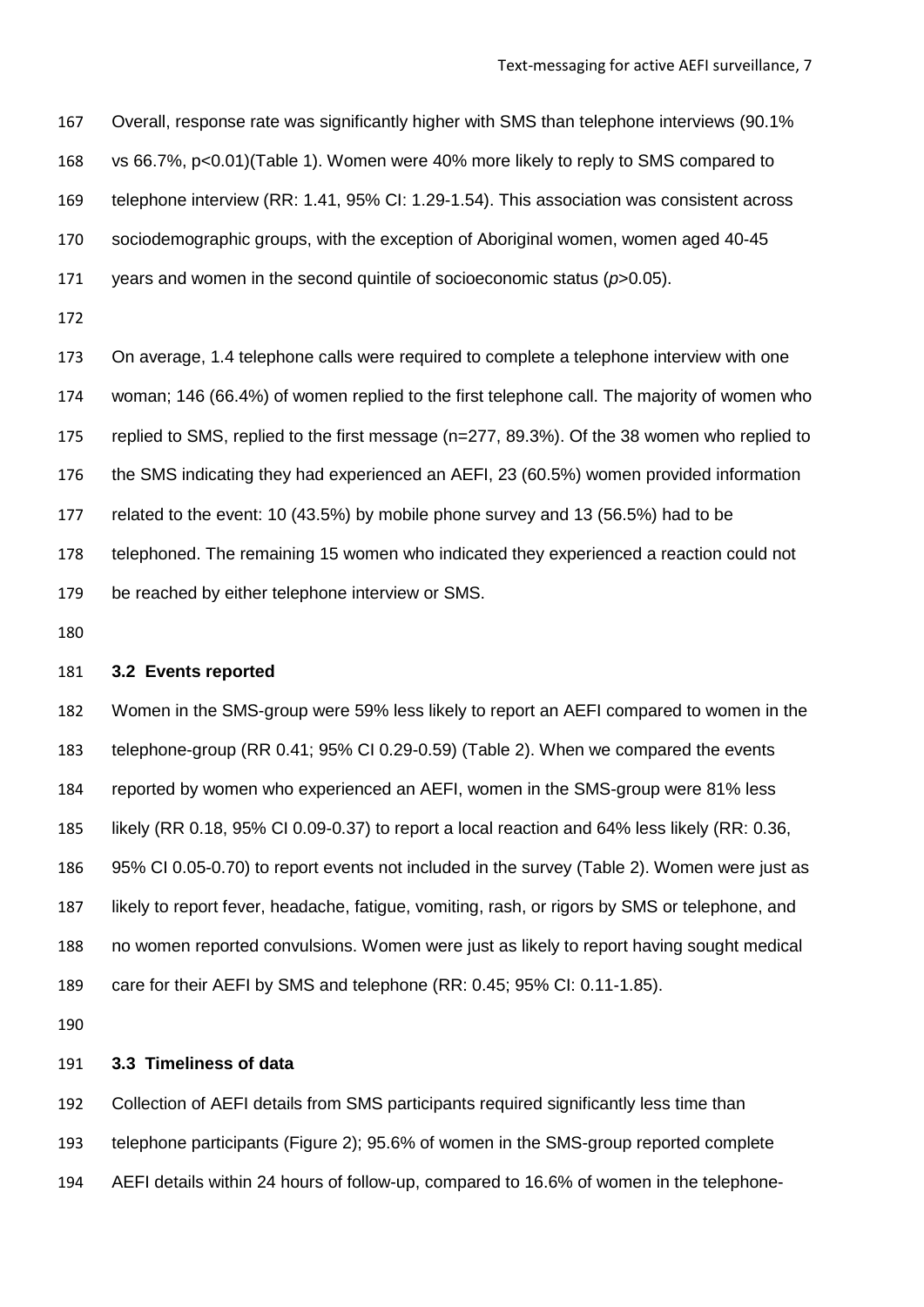Overall, response rate was significantly higher with SMS than telephone interviews (90.1% vs 66.7%, p<0.01)(Table 1). Women were 40% more likely to reply to SMS compared to telephone interview (RR: 1.41, 95% CI: 1.29-1.54). This association was consistent across sociodemographic groups, with the exception of Aboriginal women, women aged 40-45 years and women in the second quintile of socioeconomic status ($p$>0.05).

On average, 1.4 telephone calls were required to complete a telephone interview with one woman; 146 (66.4%) of women replied to the first telephone call. The majority of women who replied to SMS, replied to the first message (n=277, 89.3%). Of the 38 women who replied to the SMS indicating they had experienced an AEFI, 23 (60.5%) women provided information related to the event: 10 (43.5%) by mobile phone survey and 13 (56.5%) had to be telephoned. The remaining 15 women who indicated they experienced a reaction could not be reached by either telephone interview or SMS.

### 3.2 Events reported

Women in the SMS-group were 59% less likely to report an AEFI compared to women in the telephone-group (RR 0.41; 95% CI 0.29-0.59) (Table 2). When we compared the events reported by women who experienced an AEFI, women in the SMS-group were 81% less likely (RR 0.18, 95% CI 0.09-0.37) to report a local reaction and 64% less likely (RR: 0.36, 95% CI 0.05-0.70) to report events not included in the survey (Table 2). Women were just as likely to report fever, headache, fatigue, vomiting, rash, or rigors by SMS or telephone, and no women reported convulsions. Women were just as likely to report having sought medical care for their AEFI by SMS and telephone (RR: 0.45; 95% CI: 0.11-1.85).

### 3.3 Timeliness of data

Collection of AEFI details from SMS participants required significantly less time than telephone participants (Figure 2); 95.6% of women in the SMS-group reported complete AEFI details within 24 hours of follow-up, compared to 16.6% of women in the telephone-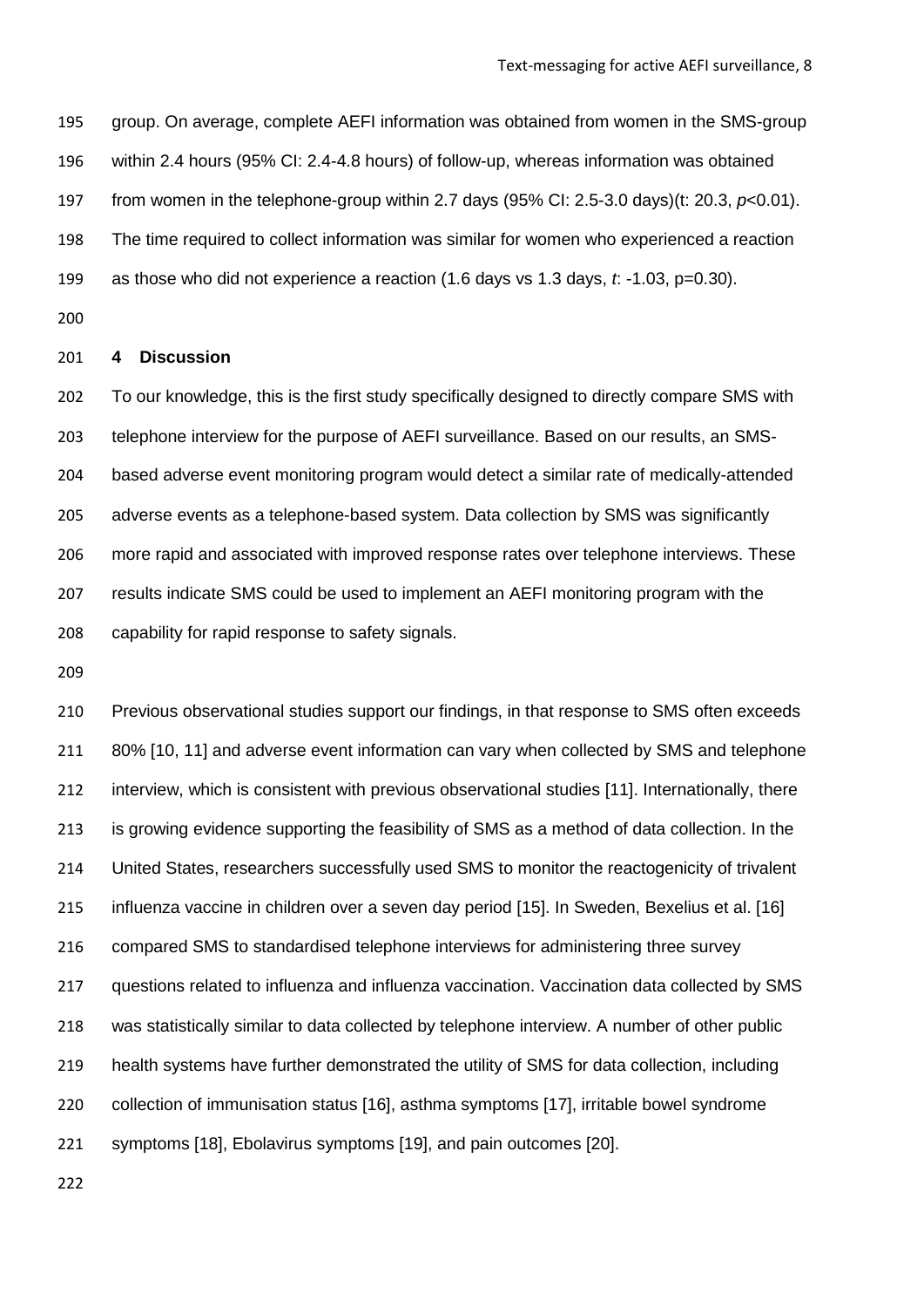group. On average, complete AEFI information was obtained from women in the SMS-group within 2.4 hours (95% CI: 2.4-4.8 hours) of follow-up, whereas information was obtained from women in the telephone-group within 2.7 days (95% CI: 2.5-3.0 days)(t: 20.3, $p$<0.01). The time required to collect information was similar for women who experienced a reaction as those who did not experience a reaction (1.6 days vs 1.3 days, $t$: -1.03, p=0.30).

## 4 Discussion

To our knowledge, this is the first study specifically designed to directly compare SMS with telephone interview for the purpose of AEFI surveillance. Based on our results, an SMS-based adverse event monitoring program would detect a similar rate of medically-attended adverse events as a telephone-based system. Data collection by SMS was significantly more rapid and associated with improved response rates over telephone interviews. These results indicate SMS could be used to implement an AEFI monitoring program with the capability for rapid response to safety signals.

Previous observational studies support our findings, in that response to SMS often exceeds 80% [10, 11] and adverse event information can vary when collected by SMS and telephone interview, which is consistent with previous observational studies [11]. Internationally, there is growing evidence supporting the feasibility of SMS as a method of data collection. In the United States, researchers successfully used SMS to monitor the reactogenicity of trivalent influenza vaccine in children over a seven day period [15]. In Sweden, Bexelius et al. [16] compared SMS to standardised telephone interviews for administering three survey questions related to influenza and influenza vaccination. Vaccination data collected by SMS was statistically similar to data collected by telephone interview. A number of other public health systems have further demonstrated the utility of SMS for data collection, including collection of immunisation status [16], asthma symptoms [17], irritable bowel syndrome symptoms [18], Ebolavirus symptoms [19], and pain outcomes [20].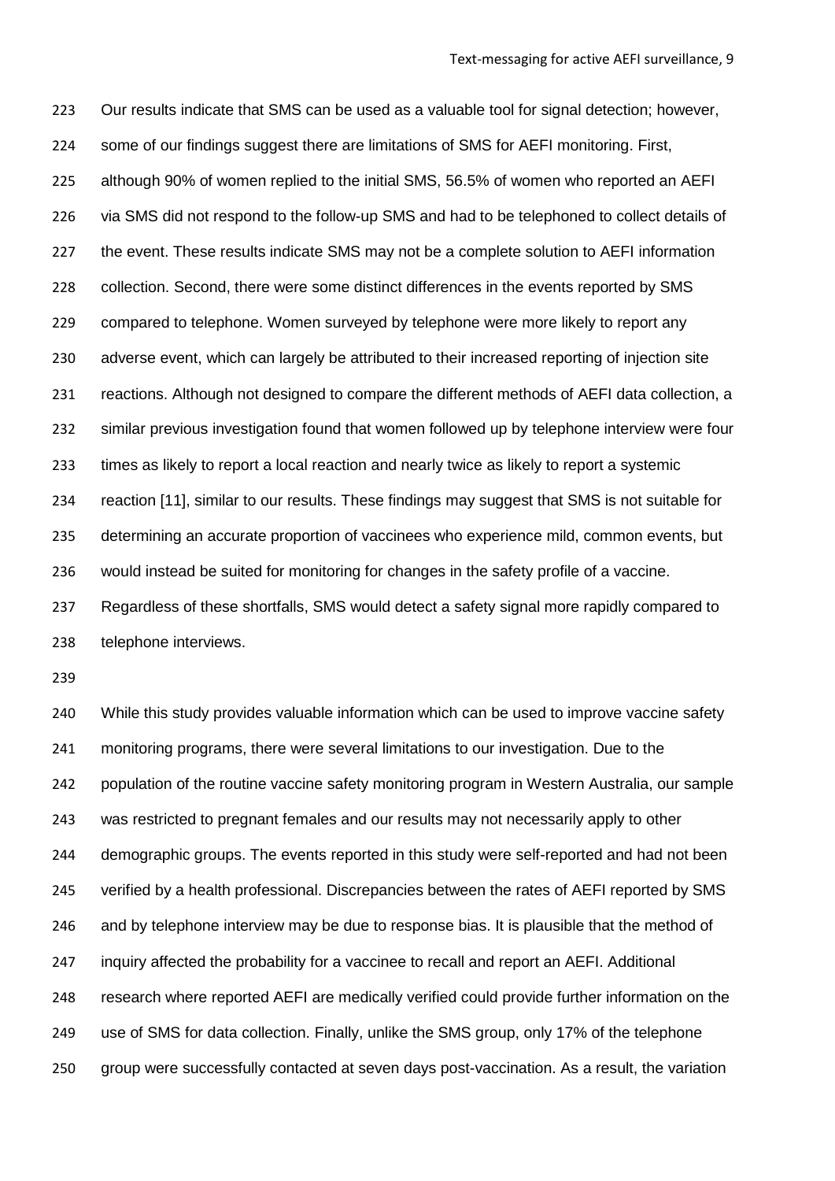Our results indicate that SMS can be used as a valuable tool for signal detection; however, some of our findings suggest there are limitations of SMS for AEFI monitoring. First, although 90% of women replied to the initial SMS, 56.5% of women who reported an AEFI via SMS did not respond to the follow-up SMS and had to be telephoned to collect details of the event. These results indicate SMS may not be a complete solution to AEFI information collection. Second, there were some distinct differences in the events reported by SMS compared to telephone. Women surveyed by telephone were more likely to report any adverse event, which can largely be attributed to their increased reporting of injection site reactions. Although not designed to compare the different methods of AEFI data collection, a similar previous investigation found that women followed up by telephone interview were four times as likely to report a local reaction and nearly twice as likely to report a systemic reaction [11], similar to our results. These findings may suggest that SMS is not suitable for determining an accurate proportion of vaccinees who experience mild, common events, but would instead be suited for monitoring for changes in the safety profile of a vaccine. Regardless of these shortfalls, SMS would detect a safety signal more rapidly compared to telephone interviews.

While this study provides valuable information which can be used to improve vaccine safety monitoring programs, there were several limitations to our investigation. Due to the population of the routine vaccine safety monitoring program in Western Australia, our sample was restricted to pregnant females and our results may not necessarily apply to other demographic groups. The events reported in this study were self-reported and had not been verified by a health professional. Discrepancies between the rates of AEFI reported by SMS and by telephone interview may be due to response bias. It is plausible that the method of inquiry affected the probability for a vaccinee to recall and report an AEFI. Additional research where reported AEFI are medically verified could provide further information on the use of SMS for data collection. Finally, unlike the SMS group, only 17% of the telephone group were successfully contacted at seven days post-vaccination. As a result, the variation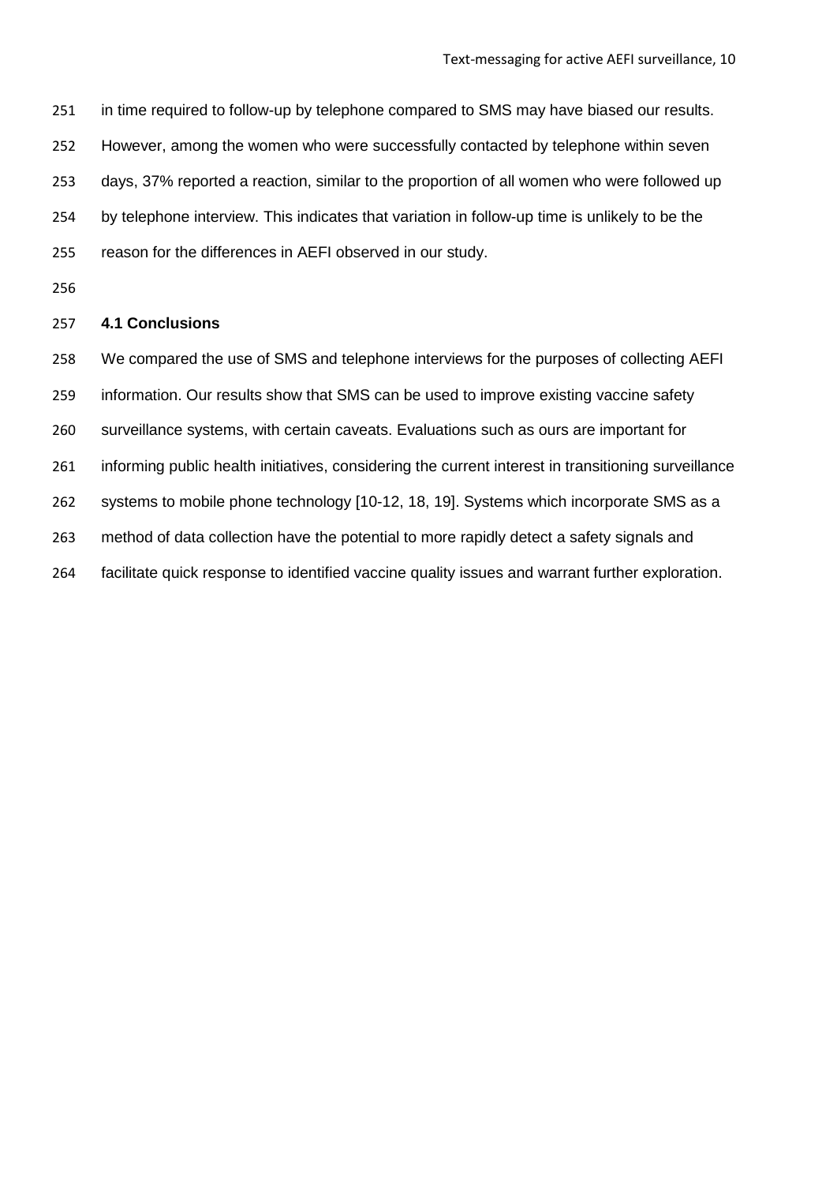in time required to follow-up by telephone compared to SMS may have biased our results. However, among the women who were successfully contacted by telephone within seven days, 37% reported a reaction, similar to the proportion of all women who were followed up by telephone interview. This indicates that variation in follow-up time is unlikely to be the reason for the differences in AEFI observed in our study.

### 4.1 Conclusions

We compared the use of SMS and telephone interviews for the purposes of collecting AEFI information. Our results show that SMS can be used to improve existing vaccine safety surveillance systems, with certain caveats. Evaluations such as ours are important for informing public health initiatives, considering the current interest in transitioning surveillance systems to mobile phone technology [10-12, 18, 19]. Systems which incorporate SMS as a method of data collection have the potential to more rapidly detect a safety signals and facilitate quick response to identified vaccine quality issues and warrant further exploration.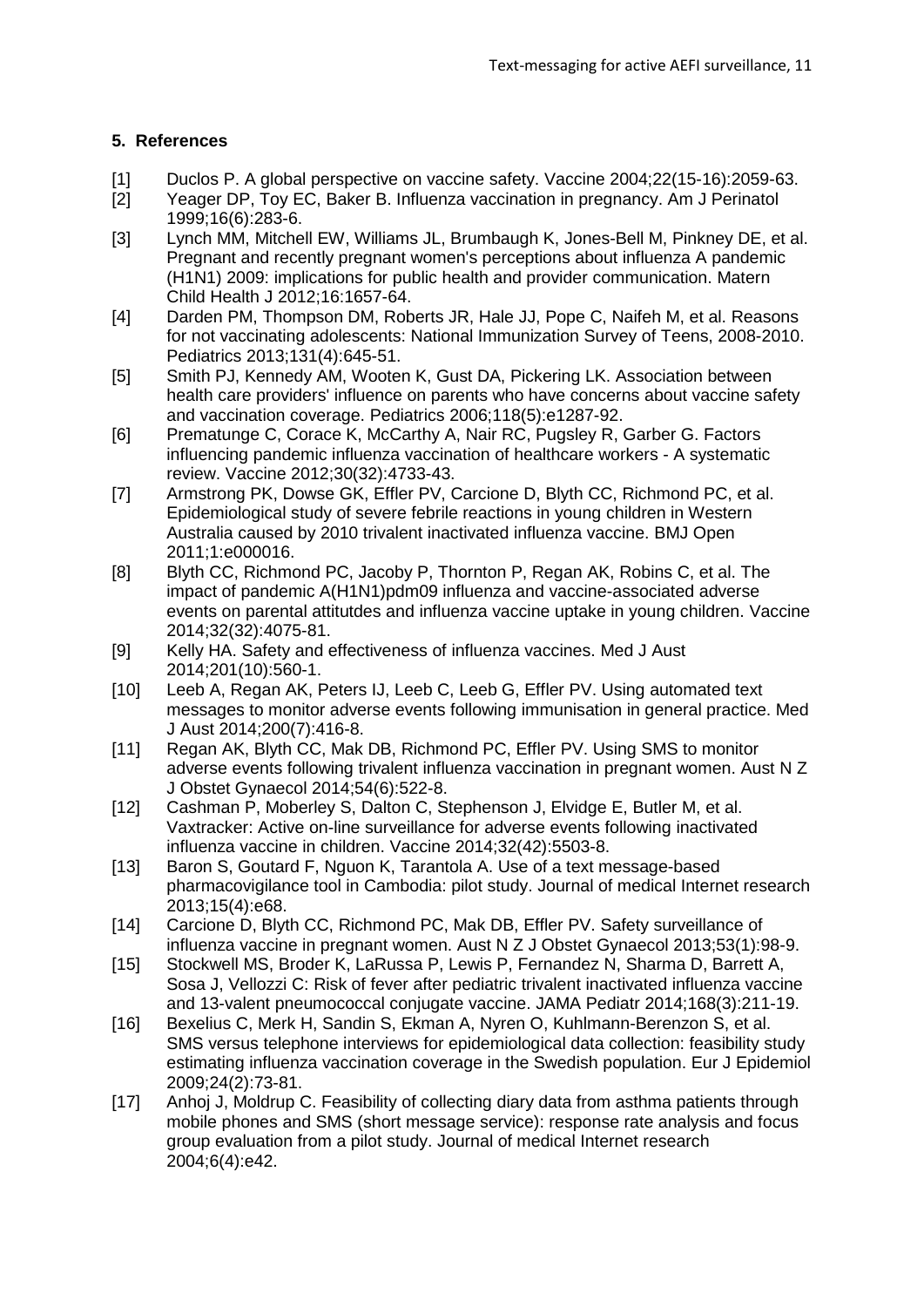## 5. References

[1] Duclos P. A global perspective on vaccine safety. Vaccine 2004;22(15-16):2059-63.

[2] Yeager DP, Toy EC, Baker B. Influenza vaccination in pregnancy. Am J Perinatol 1999;16(6):283-6.

[3] Lynch MM, Mitchell EW, Williams JL, Brumbaugh K, Jones-Bell M, Pinkney DE, et al. Pregnant and recently pregnant women's perceptions about influenza A pandemic (H1N1) 2009: implications for public health and provider communication. Matern Child Health J 2012;16:1657-64.

[4] Darden PM, Thompson DM, Roberts JR, Hale JJ, Pope C, Naifeh M, et al. Reasons for not vaccinating adolescents: National Immunization Survey of Teens, 2008-2010. Pediatrics 2013;131(4):645-51.

[5] Smith PJ, Kennedy AM, Wooten K, Gust DA, Pickering LK. Association between health care providers' influence on parents who have concerns about vaccine safety and vaccination coverage. Pediatrics 2006;118(5):e1287-92.

[6] Prematunge C, Corace K, McCarthy A, Nair RC, Pugsley R, Garber G. Factors influencing pandemic influenza vaccination of healthcare workers - A systematic review. Vaccine 2012;30(32):4733-43.

[7] Armstrong PK, Dowse GK, Effler PV, Carcione D, Blyth CC, Richmond PC, et al. Epidemiological study of severe febrile reactions in young children in Western Australia caused by 2010 trivalent inactivated influenza vaccine. BMJ Open 2011;1:e000016.

[8] Blyth CC, Richmond PC, Jacoby P, Thornton P, Regan AK, Robins C, et al. The impact of pandemic A(H1N1)pdm09 influenza and vaccine-associated adverse events on parental attitutdes and influenza vaccine uptake in young children. Vaccine 2014;32(32):4075-81.

[9] Kelly HA. Safety and effectiveness of influenza vaccines. Med J Aust 2014;201(10):560-1.

[10] Leeb A, Regan AK, Peters IJ, Leeb C, Leeb G, Effler PV. Using automated text messages to monitor adverse events following immunisation in general practice. Med J Aust 2014;200(7):416-8.

[11] Regan AK, Blyth CC, Mak DB, Richmond PC, Effler PV. Using SMS to monitor adverse events following trivalent influenza vaccination in pregnant women. Aust N Z J Obstet Gynaecol 2014;54(6):522-8.

[12] Cashman P, Moberley S, Dalton C, Stephenson J, Elvidge E, Butler M, et al. Vaxtracker: Active on-line surveillance for adverse events following inactivated influenza vaccine in children. Vaccine 2014;32(42):5503-8.

[13] Baron S, Goutard F, Nguon K, Tarantola A. Use of a text message-based pharmacovigilance tool in Cambodia: pilot study. Journal of medical Internet research 2013;15(4):e68.

[14] Carcione D, Blyth CC, Richmond PC, Mak DB, Effler PV. Safety surveillance of influenza vaccine in pregnant women. Aust N Z J Obstet Gynaecol 2013;53(1):98-9.

[15] Stockwell MS, Broder K, LaRussa P, Lewis P, Fernandez N, Sharma D, Barrett A, Sosa J, Vellozzi C: Risk of fever after pediatric trivalent inactivated influenza vaccine and 13-valent pneumococcal conjugate vaccine. JAMA Pediatr 2014;168(3):211-19.

[16] Bexelius C, Merk H, Sandin S, Ekman A, Nyren O, Kuhlmann-Berenzon S, et al. SMS versus telephone interviews for epidemiological data collection: feasibility study estimating influenza vaccination coverage in the Swedish population. Eur J Epidemiol 2009;24(2):73-81.

[17] Anhoj J, Moldrup C. Feasibility of collecting diary data from asthma patients through mobile phones and SMS (short message service): response rate analysis and focus group evaluation from a pilot study. Journal of medical Internet research 2004;6(4):e42.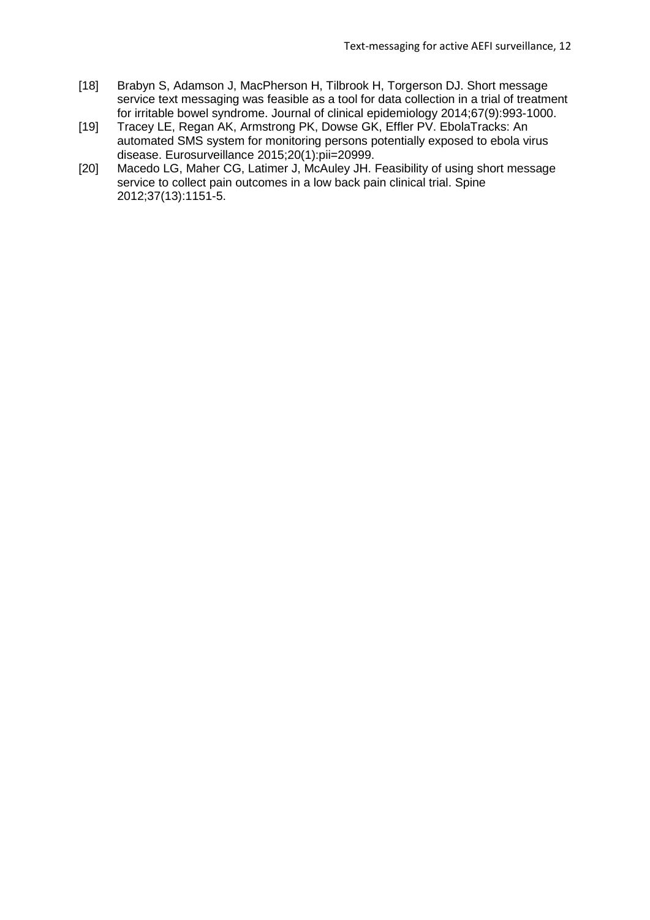[18] Brabyn S, Adamson J, MacPherson H, Tilbrook H, Torgerson DJ. Short message service text messaging was feasible as a tool for data collection in a trial of treatment for irritable bowel syndrome. Journal of clinical epidemiology 2014;67(9):993-1000.

[19] Tracey LE, Regan AK, Armstrong PK, Dowse GK, Effler PV. EbolaTracks: An automated SMS system for monitoring persons potentially exposed to ebola virus disease. Eurosurveillance 2015;20(1):pii=20999.

[20] Macedo LG, Maher CG, Latimer J, McAuley JH. Feasibility of using short message service to collect pain outcomes in a low back pain clinical trial. Spine 2012;37(13):1151-5.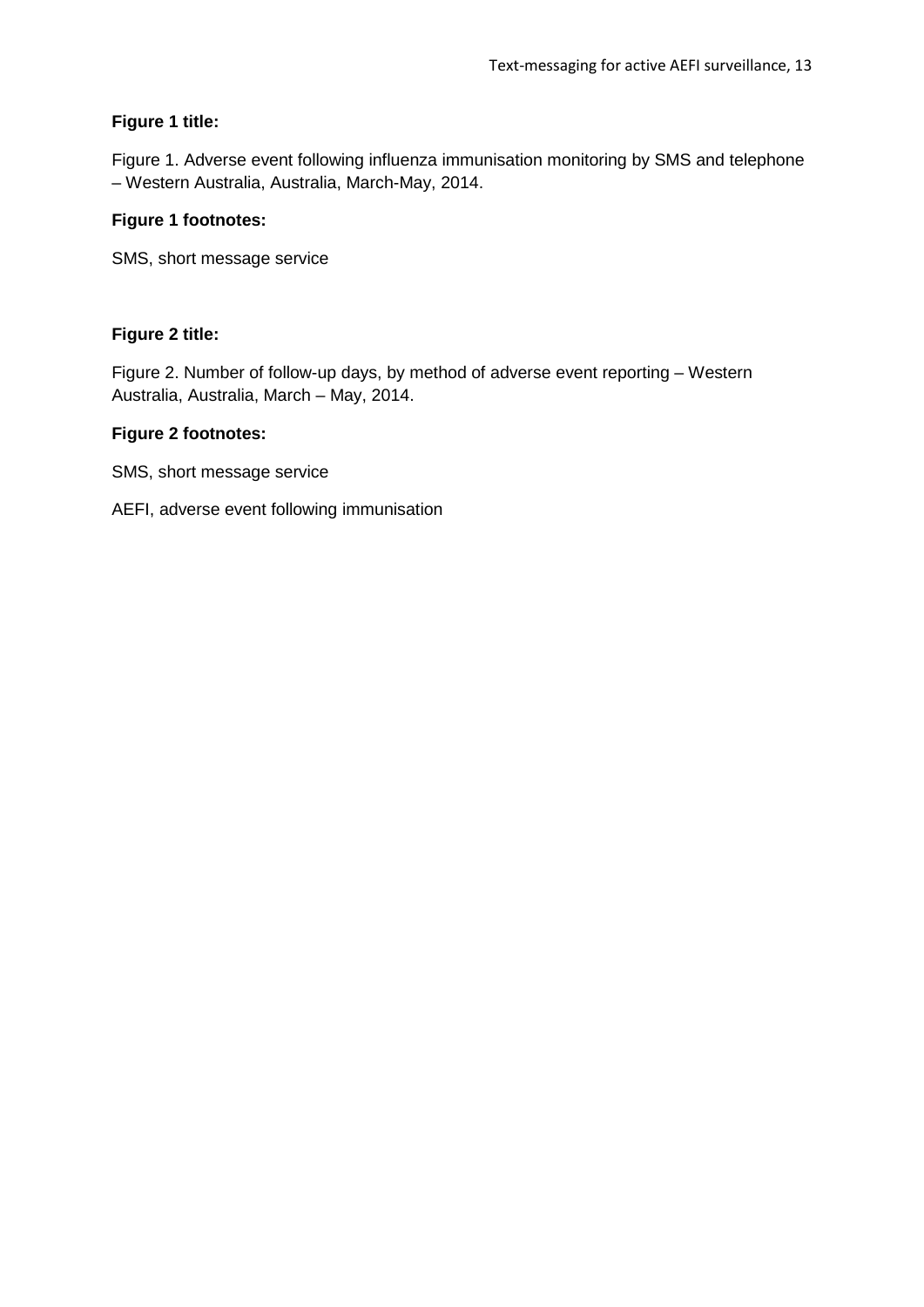**Figure 1 title:**

Figure 1. Adverse event following influenza immunisation monitoring by SMS and telephone – Western Australia, Australia, March-May, 2014.

**Figure 1 footnotes:**

SMS, short message service

**Figure 2 title:**

Figure 2. Number of follow-up days, by method of adverse event reporting – Western Australia, Australia, March – May, 2014.

**Figure 2 footnotes:**

SMS, short message service

AEFI, adverse event following immunisation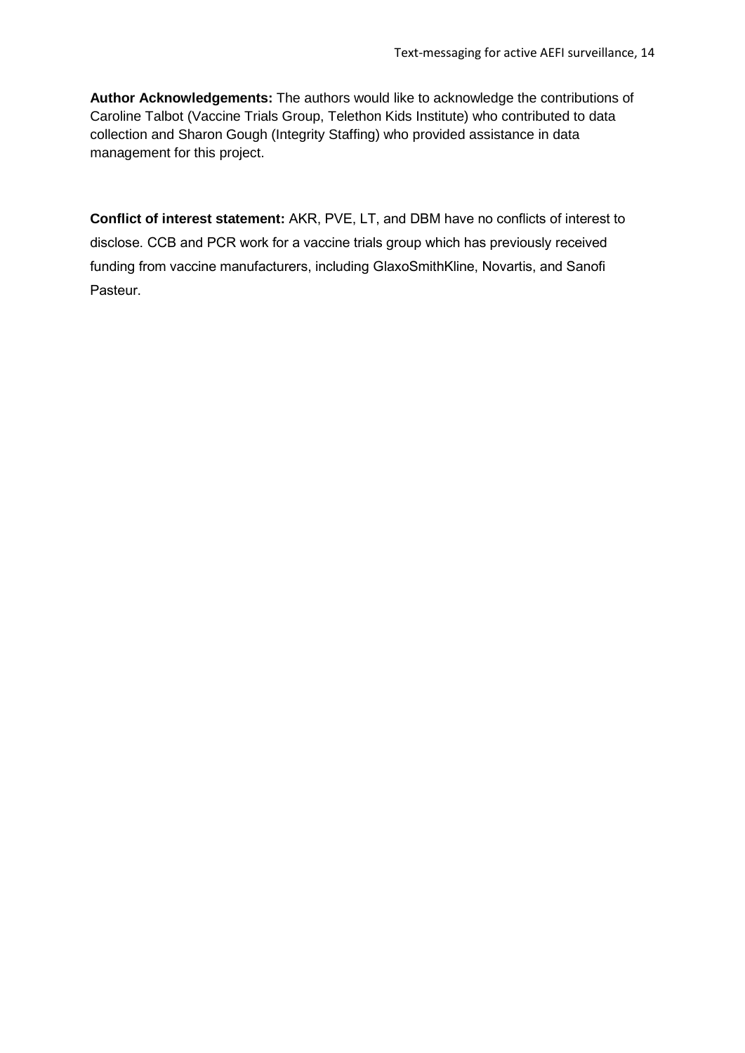**Author Acknowledgements:** The authors would like to acknowledge the contributions of Caroline Talbot (Vaccine Trials Group, Telethon Kids Institute) who contributed to data collection and Sharon Gough (Integrity Staffing) who provided assistance in data management for this project.

**Conflict of interest statement:** AKR, PVE, LT, and DBM have no conflicts of interest to disclose. CCB and PCR work for a vaccine trials group which has previously received funding from vaccine manufacturers, including GlaxoSmithKline, Novartis, and Sanofi Pasteur.